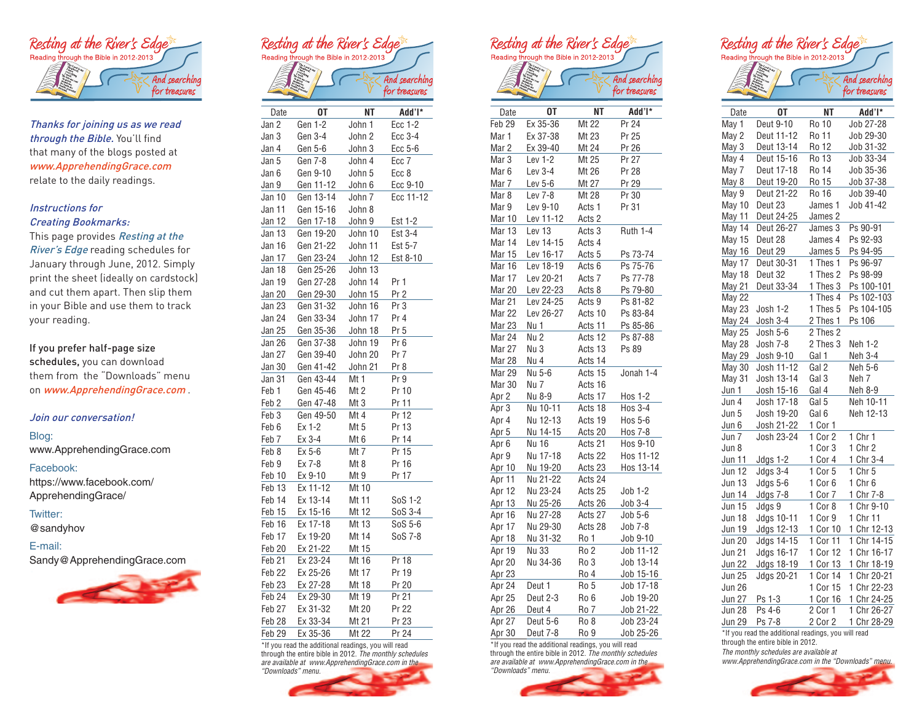# Resting at the River's Edge

Reading through the Bible in 2012-2013

And searching for treasures

***Thanks for joining us as we read through the Bible.*** You'll find that many of the blogs posted at *www.ApprehendingGrace.com* relate to the daily readings.

***Instructions for Creating Bookmarks:***

This page provides *Resting at the River's Edge* reading schedules for January through June, 2012. Simply print the sheet (ideally on cardstock) and cut them apart. Then slip them in your Bible and use them to track your reading.

**If you prefer half-page size schedules,** you can download them from the "Downloads" menu on *www.ApprehendingGrace.com* .

***Join our conversation!***

Blog:
www.ApprehendingGrace.com

Facebook:
https://www.facebook.com/ApprehendingGrace/

Twitter:
@sandyhov

E-mail:
Sandy@ApprehendingGrace.com

# Resting at the River's Edge

Reading through the Bible in 2012-2013

And searching for treasures

| Date | OT | NT | Add'l* |
|---|---|---|---|
| Jan 2 | Gen 1-2 | John 1 | Ecc 1-2 |
| Jan 3 | Gen 3-4 | John 2 | Ecc 3-4 |
| Jan 4 | Gen 5-6 | John 3 | Ecc 5-6 |
| Jan 5 | Gen 7-8 | John 4 | Ecc 7 |
| Jan 6 | Gen 9-10 | John 5 | Ecc 8 |
| Jan 9 | Gen 11-12 | John 6 | Ecc 9-10 |
| Jan 10 | Gen 13-14 | John 7 | Ecc 11-12 |
| Jan 11 | Gen 15-16 | John 8 | |
| Jan 12 | Gen 17-18 | John 9 | Est 1-2 |
| Jan 13 | Gen 19-20 | John 10 | Est 3-4 |
| Jan 16 | Gen 21-22 | John 11 | Est 5-7 |
| Jan 17 | Gen 23-24 | John 12 | Est 8-10 |
| Jan 18 | Gen 25-26 | John 13 | |
| Jan 19 | Gen 27-28 | John 14 | Pr 1 |
| Jan 20 | Gen 29-30 | John 15 | Pr 2 |
| Jan 23 | Gen 31-32 | John 16 | Pr 3 |
| Jan 24 | Gen 33-34 | John 17 | Pr 4 |
| Jan 25 | Gen 35-36 | John 18 | Pr 5 |
| Jan 26 | Gen 37-38 | John 19 | Pr 6 |
| Jan 27 | Gen 39-40 | John 20 | Pr 7 |
| Jan 30 | Gen 41-42 | John 21 | Pr 8 |
| Jan 31 | Gen 43-44 | Mt 1 | Pr 9 |
| Feb 1 | Gen 45-46 | Mt 2 | Pr 10 |
| Feb 2 | Gen 47-48 | Mt 3 | Pr 11 |
| Feb 3 | Gen 49-50 | Mt 4 | Pr 12 |
| Feb 6 | Ex 1-2 | Mt 5 | Pr 13 |
| Feb 7 | Ex 3-4 | Mt 6 | Pr 14 |
| Feb 8 | Ex 5-6 | Mt 7 | Pr 15 |
| Feb 9 | Ex 7-8 | Mt 8 | Pr 16 |
| Feb 10 | Ex 9-10 | Mt 9 | Pr 17 |
| Feb 13 | Ex 11-12 | Mt 10 | |
| Feb 14 | Ex 13-14 | Mt 11 | SoS 1-2 |
| Feb 15 | Ex 15-16 | Mt 12 | SoS 3-4 |
| Feb 16 | Ex 17-18 | Mt 13 | SoS 5-6 |
| Feb 17 | Ex 19-20 | Mt 14 | SoS 7-8 |
| Feb 20 | Ex 21-22 | Mt 15 | |
| Feb 21 | Ex 23-24 | Mt 16 | Pr 18 |
| Feb 22 | Ex 25-26 | Mt 17 | Pr 19 |
| Feb 23 | Ex 27-28 | Mt 18 | Pr 20 |
| Feb 24 | Ex 29-30 | Mt 19 | Pr 21 |
| Feb 27 | Ex 31-32 | Mt 20 | Pr 22 |
| Feb 28 | Ex 33-34 | Mt 21 | Pr 23 |
| Feb 29 | Ex 35-36 | Mt 22 | Pr 24 |

*If you read the additional readings, you will read through the entire bible in 2012. *The monthly schedules are available at www.ApprehendingGrace.com in the "Downloads" menu.*

# Resting at the River's Edge

Reading through the Bible in 2012-2013

And searching for treasures

| Date | OT | NT | Add'l* |
|---|---|---|---|
| Feb 29 | Ex 35-36 | Mt 22 | Pr 24 |
| Mar 1 | Ex 37-38 | Mt 23 | Pr 25 |
| Mar 2 | Ex 39-40 | Mt 24 | Pr 26 |
| Mar 3 | Lev 1-2 | Mt 25 | Pr 27 |
| Mar 6 | Lev 3-4 | Mt 26 | Pr 28 |
| Mar 7 | Lev 5-6 | Mt 27 | Pr 29 |
| Mar 8 | Lev 7-8 | Mt 28 | Pr 30 |
| Mar 9 | Lev 9-10 | Acts 1 | Pr 31 |
| Mar 10 | Lev 11-12 | Acts 2 | |
| Mar 13 | Lev 13 | Acts 3 | Ruth 1-4 |
| Mar 14 | Lev 14-15 | Acts 4 | |
| Mar 15 | Lev 16-17 | Acts 5 | Ps 73-74 |
| Mar 16 | Lev 18-19 | Acts 6 | Ps 75-76 |
| Mar 17 | Lev 20-21 | Acts 7 | Ps 77-78 |
| Mar 20 | Lev 22-23 | Acts 8 | Ps 79-80 |
| Mar 21 | Lev 24-25 | Acts 9 | Ps 81-82 |
| Mar 22 | Lev 26-27 | Acts 10 | Ps 83-84 |
| Mar 23 | Nu 1 | Acts 11 | Ps 85-86 |
| Mar 24 | Nu 2 | Acts 12 | Ps 87-88 |
| Mar 27 | Nu 3 | Acts 13 | Ps 89 |
| Mar 28 | Nu 4 | Acts 14 | |
| Mar 29 | Nu 5-6 | Acts 15 | Jonah 1-4 |
| Mar 30 | Nu 7 | Acts 16 | |
| Apr 2 | Nu 8-9 | Acts 17 | Hos 1-2 |
| Apr 3 | Nu 10-11 | Acts 18 | Hos 3-4 |
| Apr 4 | Nu 12-13 | Acts 19 | Hos 5-6 |
| Apr 5 | Nu 14-15 | Acts 20 | Hos 7-8 |
| Apr 6 | Nu 16 | Acts 21 | Hos 9-10 |
| Apr 9 | Nu 17-18 | Acts 22 | Hos 11-12 |
| Apr 10 | Nu 19-20 | Acts 23 | Hos 13-14 |
| Apr 11 | Nu 21-22 | Acts 24 | |
| Apr 12 | Nu 23-24 | Acts 25 | Job 1-2 |
| Apr 13 | Nu 25-26 | Acts 26 | Job 3-4 |
| Apr 16 | Nu 27-28 | Acts 27 | Job 5-6 |
| Apr 17 | Nu 29-30 | Acts 28 | Job 7-8 |
| Apr 18 | Nu 31-32 | Ro 1 | Job 9-10 |
| Apr 19 | Nu 33 | Ro 2 | Job 11-12 |
| Apr 20 | Nu 34-36 | Ro 3 | Job 13-14 |
| Apr 23 | | Ro 4 | Job 15-16 |
| Apr 24 | Deut 1 | Ro 5 | Job 17-18 |
| Apr 25 | Deut 2-3 | Ro 6 | Job 19-20 |
| Apr 26 | Deut 4 | Ro 7 | Job 21-22 |
| Apr 27 | Deut 5-6 | Ro 8 | Job 23-24 |
| Apr 30 | Deut 7-8 | Ro 9 | Job 25-26 |

*If you read the additional readings, you will read through the entire bible in 2012. *The monthly schedules are available at www.ApprehendingGrace.com in the "Downloads" menu.*

# Resting at the River's Edge

Reading through the Bible in 2012-2013

And searching for treasures

| Date | OT | NT | Add'l* |
|---|---|---|---|
| May 1 | Deut 9-10 | Ro 10 | Job 27-28 |
| May 2 | Deut 11-12 | Ro 11 | Job 29-30 |
| May 3 | Deut 13-14 | Ro 12 | Job 31-32 |
| May 4 | Deut 15-16 | Ro 13 | Job 33-34 |
| May 7 | Deut 17-18 | Ro 14 | Job 35-36 |
| May 8 | Deut 19-20 | Ro 15 | Job 37-38 |
| May 9 | Deut 21-22 | Ro 16 | Job 39-40 |
| May 10 | Deut 23 | James 1 | Job 41-42 |
| May 11 | Deut 24-25 | James 2 | |
| May 14 | Deut 26-27 | James 3 | Ps 90-91 |
| May 15 | Deut 28 | James 4 | Ps 92-93 |
| May 16 | Deut 29 | James 5 | Ps 94-95 |
| May 17 | Deut 30-31 | 1 Thes 1 | Ps 96-97 |
| May 18 | Deut 32 | 1 Thes 2 | Ps 98-99 |
| May 21 | Deut 33-34 | 1 Thes 3 | Ps 100-101 |
| May 22 | | 1 Thes 4 | Ps 102-103 |
| May 23 | Josh 1-2 | 1 Thes 5 | Ps 104-105 |
| May 24 | Josh 3-4 | 2 Thes 1 | Ps 106 |
| May 25 | Josh 5-6 | 2 Thes 2 | |
| May 28 | Josh 7-8 | 2 Thes 3 | Neh 1-2 |
| May 29 | Josh 9-10 | Gal 1 | Neh 3-4 |
| May 30 | Josh 11-12 | Gal 2 | Neh 5-6 |
| May 31 | Josh 13-14 | Gal 3 | Neh 7 |
| Jun 1 | Josh 15-16 | Gal 4 | Neh 8-9 |
| Jun 4 | Josh 17-18 | Gal 5 | Neh 10-11 |
| Jun 5 | Josh 19-20 | Gal 6 | Neh 12-13 |
| Jun 6 | Josh 21-22 | 1 Cor 1 | |
| Jun 7 | Josh 23-24 | 1 Cor 2 | 1 Chr 1 |
| Jun 8 | | 1 Cor 3 | 1 Chr 2 |
| Jun 11 | Jdgs 1-2 | 1 Cor 4 | 1 Chr 3-4 |
| Jun 12 | Jdgs 3-4 | 1 Cor 5 | 1 Chr 5 |
| Jun 13 | Jdgs 5-6 | 1 Cor 6 | 1 Chr 6 |
| Jun 14 | Jdgs 7-8 | 1 Cor 7 | 1 Chr 7-8 |
| Jun 15 | Jdgs 9 | 1 Cor 8 | 1 Chr 9-10 |
| Jun 18 | Jdgs 10-11 | 1 Cor 9 | 1 Chr 11 |
| Jun 19 | Jdgs 12-13 | 1 Cor 10 | 1 Chr 12-13 |
| Jun 20 | Jdgs 14-15 | 1 Cor 11 | 1 Chr 14-15 |
| Jun 21 | Jdgs 16-17 | 1 Cor 12 | 1 Chr 16-17 |
| Jun 22 | Jdgs 18-19 | 1 Cor 13 | 1 Chr 18-19 |
| Jun 25 | Jdgs 20-21 | 1 Cor 14 | 1 Chr 20-21 |
| Jun 26 | | 1 Cor 15 | 1 Chr 22-23 |
| Jun 27 | Ps 1-3 | 1 Cor 16 | 1 Chr 24-25 |
| Jun 28 | Ps 4-6 | 2 Cor 1 | 1 Chr 26-27 |
| Jun 29 | Ps 7-8 | 2 Cor 2 | 1 Chr 28-29 |

*If you read the additional readings, you will read through the entire bible in 2012.
*The monthly schedules are available at www.ApprehendingGrace.com in the "Downloads" menu.*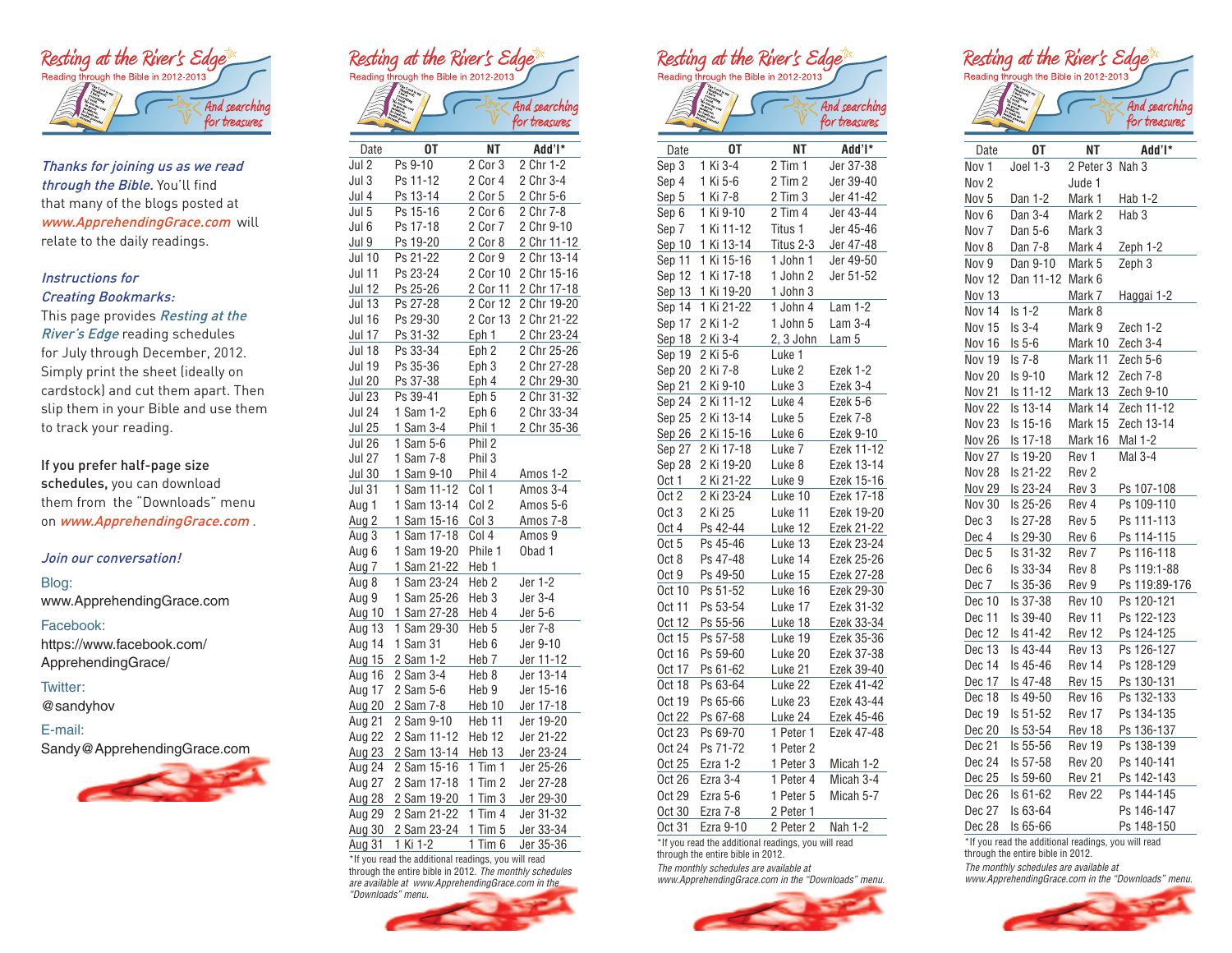# Resting at the River's Edge

Reading through the Bible in 2012-2013

And searching for treasures

*Thanks for joining us as we read through the Bible.* You'll find that many of the blogs posted at *www.ApprehendingGrace.com* will relate to the daily readings.

*Instructions for Creating Bookmarks:*

This page provides *Resting at the River's Edge* reading schedules for July through December, 2012. Simply print the sheet (ideally on cardstock) and cut them apart. Then slip them in your Bible and use them to track your reading.

**If you prefer half-page size schedules,** you can download them from the "Downloads" menu on *www.ApprehendingGrace.com* .

*Join our conversation!*

Blog:
www.ApprehendingGrace.com

Facebook:
https://www.facebook.com/ApprehendingGrace/

Twitter:
@sandyhov

E-mail:
Sandy@ApprehendingGrace.com

# Resting at the River's Edge

Reading through the Bible in 2012-2013

And searching for treasures

| Date | OT | NT | Add'l* |
|---|---|---|---|
| Jul 2 | Ps 9-10 | 2 Cor 3 | 2 Chr 1-2 |
| Jul 3 | Ps 11-12 | 2 Cor 4 | 2 Chr 3-4 |
| Jul 4 | Ps 13-14 | 2 Cor 5 | 2 Chr 5-6 |
| Jul 5 | Ps 15-16 | 2 Cor 6 | 2 Chr 7-8 |
| Jul 6 | Ps 17-18 | 2 Cor 7 | 2 Chr 9-10 |
| Jul 9 | Ps 19-20 | 2 Cor 8 | 2 Chr 11-12 |
| Jul 10 | Ps 21-22 | 2 Cor 9 | 2 Chr 13-14 |
| Jul 11 | Ps 23-24 | 2 Cor 10 | 2 Chr 15-16 |
| Jul 12 | Ps 25-26 | 2 Cor 11 | 2 Chr 17-18 |
| Jul 13 | Ps 27-28 | 2 Cor 12 | 2 Chr 19-20 |
| Jul 16 | Ps 29-30 | 2 Cor 13 | 2 Chr 21-22 |
| Jul 17 | Ps 31-32 | Eph 1 | 2 Chr 23-24 |
| Jul 18 | Ps 33-34 | Eph 2 | 2 Chr 25-26 |
| Jul 19 | Ps 35-36 | Eph 3 | 2 Chr 27-28 |
| Jul 20 | Ps 37-38 | Eph 4 | 2 Chr 29-30 |
| Jul 23 | Ps 39-41 | Eph 5 | 2 Chr 31-32 |
| Jul 24 | 1 Sam 1-2 | Eph 6 | 2 Chr 33-34 |
| Jul 25 | 1 Sam 3-4 | Phil 1 | 2 Chr 35-36 |
| Jul 26 | 1 Sam 5-6 | Phil 2 | |
| Jul 27 | 1 Sam 7-8 | Phil 3 | |
| Jul 30 | 1 Sam 9-10 | Phil 4 | Amos 1-2 |
| Jul 31 | 1 Sam 11-12 | Col 1 | Amos 3-4 |
| Aug 1 | 1 Sam 13-14 | Col 2 | Amos 5-6 |
| Aug 2 | 1 Sam 15-16 | Col 3 | Amos 7-8 |
| Aug 3 | 1 Sam 17-18 | Col 4 | Amos 9 |
| Aug 6 | 1 Sam 19-20 | Phile 1 | Obad 1 |
| Aug 7 | 1 Sam 21-22 | Heb 1 | |
| Aug 8 | 1 Sam 23-24 | Heb 2 | Jer 1-2 |
| Aug 9 | 1 Sam 25-26 | Heb 3 | Jer 3-4 |
| Aug 10 | 1 Sam 27-28 | Heb 4 | Jer 5-6 |
| Aug 13 | 1 Sam 29-30 | Heb 5 | Jer 7-8 |
| Aug 14 | 1 Sam 31 | Heb 6 | Jer 9-10 |
| Aug 15 | 2 Sam 1-2 | Heb 7 | Jer 11-12 |
| Aug 16 | 2 Sam 3-4 | Heb 8 | Jer 13-14 |
| Aug 17 | 2 Sam 5-6 | Heb 9 | Jer 15-16 |
| Aug 20 | 2 Sam 7-8 | Heb 10 | Jer 17-18 |
| Aug 21 | 2 Sam 9-10 | Heb 11 | Jer 19-20 |
| Aug 22 | 2 Sam 11-12 | Heb 12 | Jer 21-22 |
| Aug 23 | 2 Sam 13-14 | Heb 13 | Jer 23-24 |
| Aug 24 | 2 Sam 15-16 | 1 Tim 1 | Jer 25-26 |
| Aug 27 | 2 Sam 17-18 | 1 Tim 2 | Jer 27-28 |
| Aug 28 | 2 Sam 19-20 | 1 Tim 3 | Jer 29-30 |
| Aug 29 | 2 Sam 21-22 | 1 Tim 4 | Jer 31-32 |
| Aug 30 | 2 Sam 23-24 | 1 Tim 5 | Jer 33-34 |
| Aug 31 | 1 Ki 1-2 | 1 Tim 6 | Jer 35-36 |

*If you read the additional readings, you will read through the entire bible in 2012. *The monthly schedules are available at www.ApprehendingGrace.com in the "Downloads" menu.*

# Resting at the River's Edge

Reading through the Bible in 2012-2013

And searching for treasures

| Date | OT | NT | Add'l* |
|---|---|---|---|
| Sep 3 | 1 Ki 3-4 | 2 Tim 1 | Jer 37-38 |
| Sep 4 | 1 Ki 5-6 | 2 Tim 2 | Jer 39-40 |
| Sep 5 | 1 Ki 7-8 | 2 Tim 3 | Jer 41-42 |
| Sep 6 | 1 Ki 9-10 | 2 Tim 4 | Jer 43-44 |
| Sep 7 | 1 Ki 11-12 | Titus 1 | Jer 45-46 |
| Sep 10 | 1 Ki 13-14 | Titus 2-3 | Jer 47-48 |
| Sep 11 | 1 Ki 15-16 | 1 John 1 | Jer 49-50 |
| Sep 12 | 1 Ki 17-18 | 1 John 2 | Jer 51-52 |
| Sep 13 | 1 Ki 19-20 | 1 John 3 | |
| Sep 14 | 1 Ki 21-22 | 1 John 4 | Lam 1-2 |
| Sep 17 | 2 Ki 1-2 | 1 John 5 | Lam 3-4 |
| Sep 18 | 2 Ki 3-4 | 2, 3 John | Lam 5 |
| Sep 19 | 2 Ki 5-6 | Luke 1 | |
| Sep 20 | 2 Ki 7-8 | Luke 2 | Ezek 1-2 |
| Sep 21 | 2 Ki 9-10 | Luke 3 | Ezek 3-4 |
| Sep 24 | 2 Ki 11-12 | Luke 4 | Ezek 5-6 |
| Sep 25 | 2 Ki 13-14 | Luke 5 | Ezek 7-8 |
| Sep 26 | 2 Ki 15-16 | Luke 6 | Ezek 9-10 |
| Sep 27 | 2 Ki 17-18 | Luke 7 | Ezek 11-12 |
| Sep 28 | 2 Ki 19-20 | Luke 8 | Ezek 13-14 |
| Oct 1 | 2 Ki 21-22 | Luke 9 | Ezek 15-16 |
| Oct 2 | 2 Ki 23-24 | Luke 10 | Ezek 17-18 |
| Oct 3 | 2 Ki 25 | Luke 11 | Ezek 19-20 |
| Oct 4 | Ps 42-44 | Luke 12 | Ezek 21-22 |
| Oct 5 | Ps 45-46 | Luke 13 | Ezek 23-24 |
| Oct 8 | Ps 47-48 | Luke 14 | Ezek 25-26 |
| Oct 9 | Ps 49-50 | Luke 15 | Ezek 27-28 |
| Oct 10 | Ps 51-52 | Luke 16 | Ezek 29-30 |
| Oct 11 | Ps 53-54 | Luke 17 | Ezek 31-32 |
| Oct 12 | Ps 55-56 | Luke 18 | Ezek 33-34 |
| Oct 15 | Ps 57-58 | Luke 19 | Ezek 35-36 |
| Oct 16 | Ps 59-60 | Luke 20 | Ezek 37-38 |
| Oct 17 | Ps 61-62 | Luke 21 | Ezek 39-40 |
| Oct 18 | Ps 63-64 | Luke 22 | Ezek 41-42 |
| Oct 19 | Ps 65-66 | Luke 23 | Ezek 43-44 |
| Oct 22 | Ps 67-68 | Luke 24 | Ezek 45-46 |
| Oct 23 | Ps 69-70 | 1 Peter 1 | Ezek 47-48 |
| Oct 24 | Ps 71-72 | 1 Peter 2 | |
| Oct 25 | Ezra 1-2 | 1 Peter 3 | Micah 1-2 |
| Oct 26 | Ezra 3-4 | 1 Peter 4 | Micah 3-4 |
| Oct 29 | Ezra 5-6 | 1 Peter 5 | Micah 5-7 |
| Oct 30 | Ezra 7-8 | 2 Peter 1 | |
| Oct 31 | Ezra 9-10 | 2 Peter 2 | Nah 1-2 |

*If you read the additional readings, you will read through the entire bible in 2012.

*The monthly schedules are available at www.ApprehendingGrace.com in the "Downloads" menu.*

# Resting at the River's Edge

Reading through the Bible in 2012-2013

And searching for treasures

| Date | OT | NT | Add'l* |
|---|---|---|---|
| Nov 1 | Joel 1-3 | 2 Peter 3 | Nah 3 |
| Nov 2 | | Jude 1 | |
| Nov 5 | Dan 1-2 | Mark 1 | Hab 1-2 |
| Nov 6 | Dan 3-4 | Mark 2 | Hab 3 |
| Nov 7 | Dan 5-6 | Mark 3 | |
| Nov 8 | Dan 7-8 | Mark 4 | Zeph 1-2 |
| Nov 9 | Dan 9-10 | Mark 5 | Zeph 3 |
| Nov 12 | Dan 11-12 | Mark 6 | |
| Nov 13 | | Mark 7 | Haggai 1-2 |
| Nov 14 | Is 1-2 | Mark 8 | |
| Nov 15 | Is 3-4 | Mark 9 | Zech 1-2 |
| Nov 16 | Is 5-6 | Mark 10 | Zech 3-4 |
| Nov 19 | Is 7-8 | Mark 11 | Zech 5-6 |
| Nov 20 | Is 9-10 | Mark 12 | Zech 7-8 |
| Nov 21 | Is 11-12 | Mark 13 | Zech 9-10 |
| Nov 22 | Is 13-14 | Mark 14 | Zech 11-12 |
| Nov 23 | Is 15-16 | Mark 15 | Zech 13-14 |
| Nov 26 | Is 17-18 | Mark 16 | Mal 1-2 |
| Nov 27 | Is 19-20 | Rev 1 | Mal 3-4 |
| Nov 28 | Is 21-22 | Rev 2 | |
| Nov 29 | Is 23-24 | Rev 3 | Ps 107-108 |
| Nov 30 | Is 25-26 | Rev 4 | Ps 109-110 |
| Dec 3 | Is 27-28 | Rev 5 | Ps 111-113 |
| Dec 4 | Is 29-30 | Rev 6 | Ps 114-115 |
| Dec 5 | Is 31-32 | Rev 7 | Ps 116-118 |
| Dec 6 | Is 33-34 | Rev 8 | Ps 119:1-88 |
| Dec 7 | Is 35-36 | Rev 9 | Ps 119:89-176 |
| Dec 10 | Is 37-38 | Rev 10 | Ps 120-121 |
| Dec 11 | Is 39-40 | Rev 11 | Ps 122-123 |
| Dec 12 | Is 41-42 | Rev 12 | Ps 124-125 |
| Dec 13 | Is 43-44 | Rev 13 | Ps 126-127 |
| Dec 14 | Is 45-46 | Rev 14 | Ps 128-129 |
| Dec 17 | Is 47-48 | Rev 15 | Ps 130-131 |
| Dec 18 | Is 49-50 | Rev 16 | Ps 132-133 |
| Dec 19 | Is 51-52 | Rev 17 | Ps 134-135 |
| Dec 20 | Is 53-54 | Rev 18 | Ps 136-137 |
| Dec 21 | Is 55-56 | Rev 19 | Ps 138-139 |
| Dec 24 | Is 57-58 | Rev 20 | Ps 140-141 |
| Dec 25 | Is 59-60 | Rev 21 | Ps 142-143 |
| Dec 26 | Is 61-62 | Rev 22 | Ps 144-145 |
| Dec 27 | Is 63-64 | | Ps 146-147 |
| Dec 28 | Is 65-66 | | Ps 148-150 |

*If you read the additional readings, you will read through the entire bible in 2012.

*The monthly schedules are available at www.ApprehendingGrace.com in the "Downloads" menu.*